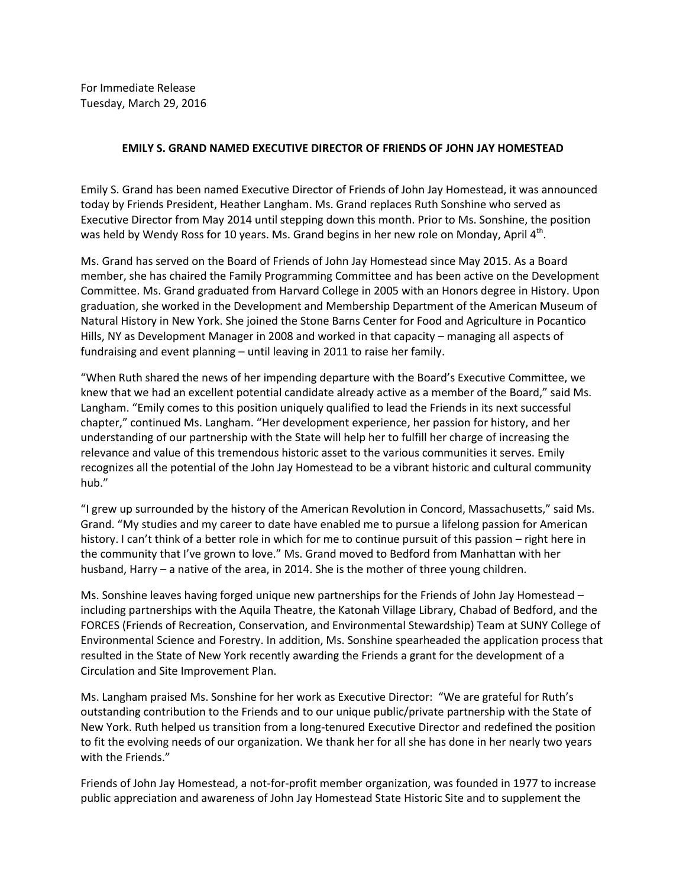For Immediate Release
Tuesday, March 29, 2016

**EMILY S. GRAND NAMED EXECUTIVE DIRECTOR OF FRIENDS OF JOHN JAY HOMESTEAD**

Emily S. Grand has been named Executive Director of Friends of John Jay Homestead, it was announced today by Friends President, Heather Langham. Ms. Grand replaces Ruth Sonshine who served as Executive Director from May 2014 until stepping down this month. Prior to Ms. Sonshine, the position was held by Wendy Ross for 10 years. Ms. Grand begins in her new role on Monday, April 4th.

Ms. Grand has served on the Board of Friends of John Jay Homestead since May 2015. As a Board member, she has chaired the Family Programming Committee and has been active on the Development Committee. Ms. Grand graduated from Harvard College in 2005 with an Honors degree in History. Upon graduation, she worked in the Development and Membership Department of the American Museum of Natural History in New York. She joined the Stone Barns Center for Food and Agriculture in Pocantico Hills, NY as Development Manager in 2008 and worked in that capacity – managing all aspects of fundraising and event planning – until leaving in 2011 to raise her family.

"When Ruth shared the news of her impending departure with the Board's Executive Committee, we knew that we had an excellent potential candidate already active as a member of the Board," said Ms. Langham. "Emily comes to this position uniquely qualified to lead the Friends in its next successful chapter," continued Ms. Langham. "Her development experience, her passion for history, and her understanding of our partnership with the State will help her to fulfill her charge of increasing the relevance and value of this tremendous historic asset to the various communities it serves. Emily recognizes all the potential of the John Jay Homestead to be a vibrant historic and cultural community hub."

"I grew up surrounded by the history of the American Revolution in Concord, Massachusetts," said Ms. Grand. "My studies and my career to date have enabled me to pursue a lifelong passion for American history. I can't think of a better role in which for me to continue pursuit of this passion – right here in the community that I've grown to love." Ms. Grand moved to Bedford from Manhattan with her husband, Harry – a native of the area, in 2014. She is the mother of three young children.

Ms. Sonshine leaves having forged unique new partnerships for the Friends of John Jay Homestead – including partnerships with the Aquila Theatre, the Katonah Village Library, Chabad of Bedford, and the FORCES (Friends of Recreation, Conservation, and Environmental Stewardship) Team at SUNY College of Environmental Science and Forestry. In addition, Ms. Sonshine spearheaded the application process that resulted in the State of New York recently awarding the Friends a grant for the development of a Circulation and Site Improvement Plan.

Ms. Langham praised Ms. Sonshine for her work as Executive Director: "We are grateful for Ruth's outstanding contribution to the Friends and to our unique public/private partnership with the State of New York. Ruth helped us transition from a long-tenured Executive Director and redefined the position to fit the evolving needs of our organization. We thank her for all she has done in her nearly two years with the Friends."

Friends of John Jay Homestead, a not-for-profit member organization, was founded in 1977 to increase public appreciation and awareness of John Jay Homestead State Historic Site and to supplement the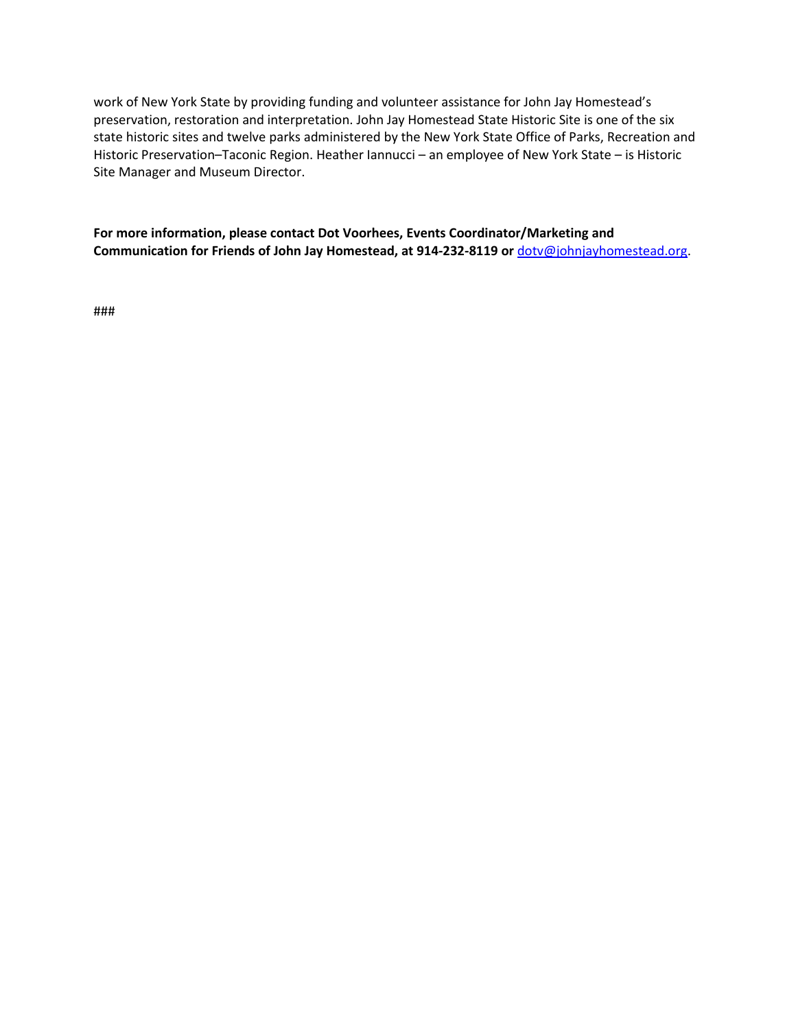work of New York State by providing funding and volunteer assistance for John Jay Homestead's preservation, restoration and interpretation. John Jay Homestead State Historic Site is one of the six state historic sites and twelve parks administered by the New York State Office of Parks, Recreation and Historic Preservation–Taconic Region. Heather Iannucci – an employee of New York State – is Historic Site Manager and Museum Director.

**For more information, please contact Dot Voorhees, Events Coordinator/Marketing and Communication for Friends of John Jay Homestead, at 914-232-8119 or** dotv@johnjayhomestead.org.

###